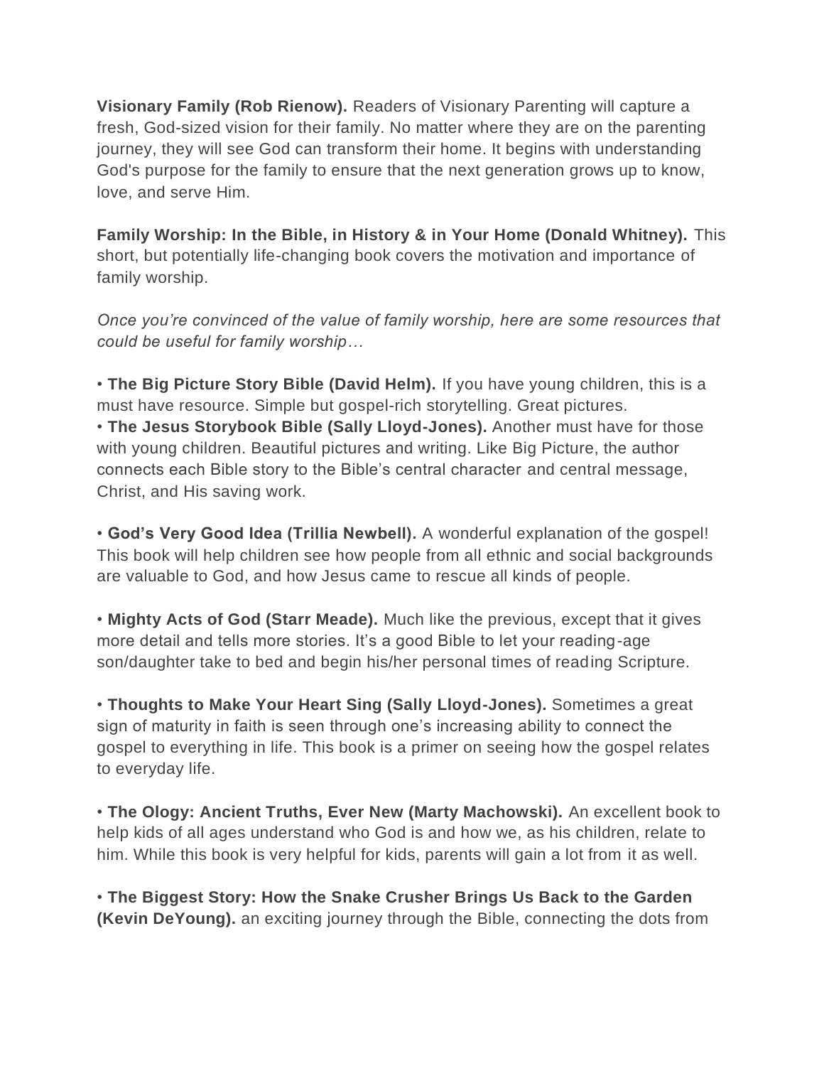**Visionary Family (Rob Rienow).** Readers of Visionary Parenting will capture a fresh, God-sized vision for their family. No matter where they are on the parenting journey, they will see God can transform their home. It begins with understanding God's purpose for the family to ensure that the next generation grows up to know, love, and serve Him.

**Family Worship: In the Bible, in History & in Your Home (Donald Whitney).** This short, but potentially life-changing book covers the motivation and importance of family worship.

*Once you're convinced of the value of family worship, here are some resources that could be useful for family worship…*

• **The Big Picture Story Bible (David Helm).** If you have young children, this is a must have resource. Simple but gospel-rich storytelling. Great pictures.
• **The Jesus Storybook Bible (Sally Lloyd-Jones).** Another must have for those with young children. Beautiful pictures and writing. Like Big Picture, the author connects each Bible story to the Bible's central character and central message, Christ, and His saving work.

• **God's Very Good Idea (Trillia Newbell).** A wonderful explanation of the gospel! This book will help children see how people from all ethnic and social backgrounds are valuable to God, and how Jesus came to rescue all kinds of people.

• **Mighty Acts of God (Starr Meade).** Much like the previous, except that it gives more detail and tells more stories. It's a good Bible to let your reading-age son/daughter take to bed and begin his/her personal times of reading Scripture.

• **Thoughts to Make Your Heart Sing (Sally Lloyd-Jones).** Sometimes a great sign of maturity in faith is seen through one's increasing ability to connect the gospel to everything in life. This book is a primer on seeing how the gospel relates to everyday life.

• **The Ology: Ancient Truths, Ever New (Marty Machowski).** An excellent book to help kids of all ages understand who God is and how we, as his children, relate to him. While this book is very helpful for kids, parents will gain a lot from it as well.

• **The Biggest Story: How the Snake Crusher Brings Us Back to the Garden (Kevin DeYoung).** an exciting journey through the Bible, connecting the dots from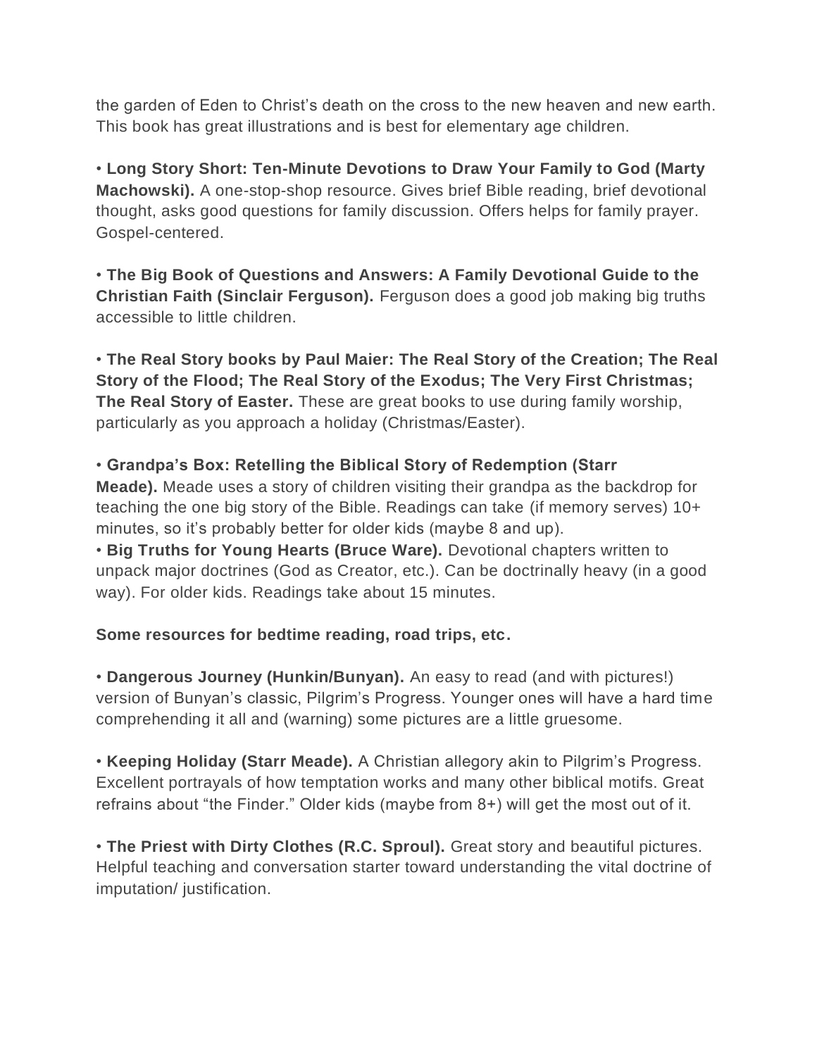the garden of Eden to Christ's death on the cross to the new heaven and new earth. This book has great illustrations and is best for elementary age children.

• **Long Story Short: Ten-Minute Devotions to Draw Your Family to God (Marty Machowski).** A one-stop-shop resource. Gives brief Bible reading, brief devotional thought, asks good questions for family discussion. Offers helps for family prayer. Gospel-centered.

• **The Big Book of Questions and Answers: A Family Devotional Guide to the Christian Faith (Sinclair Ferguson).** Ferguson does a good job making big truths accessible to little children.

• **The Real Story books by Paul Maier: The Real Story of the Creation; The Real Story of the Flood; The Real Story of the Exodus; The Very First Christmas; The Real Story of Easter.** These are great books to use during family worship, particularly as you approach a holiday (Christmas/Easter).

• **Grandpa's Box: Retelling the Biblical Story of Redemption (Starr Meade).** Meade uses a story of children visiting their grandpa as the backdrop for teaching the one big story of the Bible. Readings can take (if memory serves) 10+ minutes, so it's probably better for older kids (maybe 8 and up).

• **Big Truths for Young Hearts (Bruce Ware).** Devotional chapters written to unpack major doctrines (God as Creator, etc.). Can be doctrinally heavy (in a good way). For older kids. Readings take about 15 minutes.

**Some resources for bedtime reading, road trips, etc.**

• **Dangerous Journey (Hunkin/Bunyan).** An easy to read (and with pictures!) version of Bunyan's classic, Pilgrim's Progress. Younger ones will have a hard time comprehending it all and (warning) some pictures are a little gruesome.

• **Keeping Holiday (Starr Meade).** A Christian allegory akin to Pilgrim's Progress. Excellent portrayals of how temptation works and many other biblical motifs. Great refrains about "the Finder." Older kids (maybe from 8+) will get the most out of it.

• **The Priest with Dirty Clothes (R.C. Sproul).** Great story and beautiful pictures. Helpful teaching and conversation starter toward understanding the vital doctrine of imputation/ justification.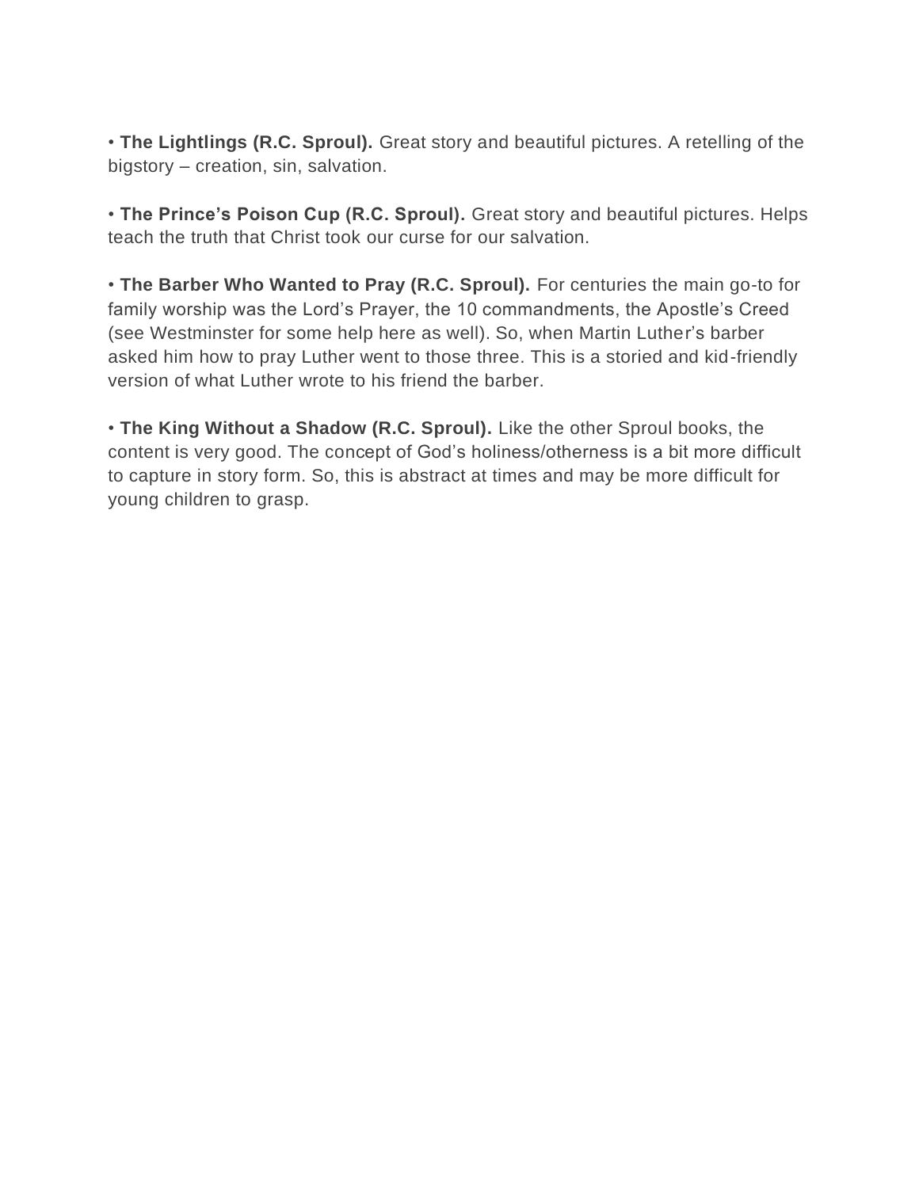- **The Lightlings (R.C. Sproul).** Great story and beautiful pictures. A retelling of the bigstory – creation, sin, salvation.

- **The Prince's Poison Cup (R.C. Sproul).** Great story and beautiful pictures. Helps teach the truth that Christ took our curse for our salvation.

- **The Barber Who Wanted to Pray (R.C. Sproul).** For centuries the main go-to for family worship was the Lord's Prayer, the 10 commandments, the Apostle's Creed (see Westminster for some help here as well). So, when Martin Luther's barber asked him how to pray Luther went to those three. This is a storied and kid-friendly version of what Luther wrote to his friend the barber.

- **The King Without a Shadow (R.C. Sproul).** Like the other Sproul books, the content is very good. The concept of God's holiness/otherness is a bit more difficult to capture in story form. So, this is abstract at times and may be more difficult for young children to grasp.